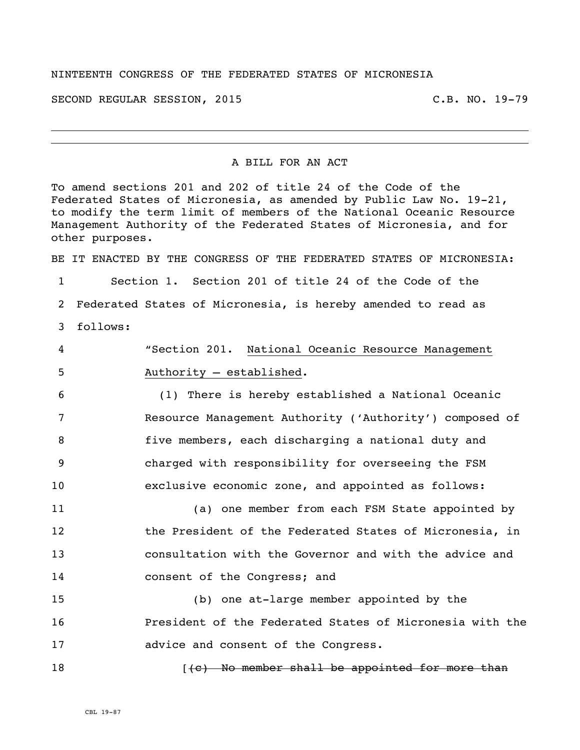NINTEENTH CONGRESS OF THE FEDERATED STATES OF MICRONESIA

SECOND REGULAR SESSION, 2015 C.B. NO. 19-79

---

A BILL FOR AN ACT

To amend sections 201 and 202 of title 24 of the Code of the Federated States of Micronesia, as amended by Public Law No. 19-21, to modify the term limit of members of the National Oceanic Resource Management Authority of the Federated States of Micronesia, and for other purposes.

BE IT ENACTED BY THE CONGRESS OF THE FEDERATED STATES OF MICRONESIA:

1 Section 1. Section 201 of title 24 of the Code of the
2 Federated States of Micronesia, is hereby amended to read as
3 follows:

4 "Section 201. <u>National Oceanic Resource Management</u>
5 <u>Authority – established</u>.

6 (1) There is hereby established a National Oceanic
7 Resource Management Authority ('Authority') composed of
8 five members, each discharging a national duty and
9 charged with responsibility for overseeing the FSM
10 exclusive economic zone, and appointed as follows:

11 (a) one member from each FSM State appointed by
12 the President of the Federated States of Micronesia, in
13 consultation with the Governor and with the advice and
14 consent of the Congress; and

15 (b) one at-large member appointed by the
16 President of the Federated States of Micronesia with the
17 advice and consent of the Congress.

18 [~~(c) No member shall be appointed for more than~~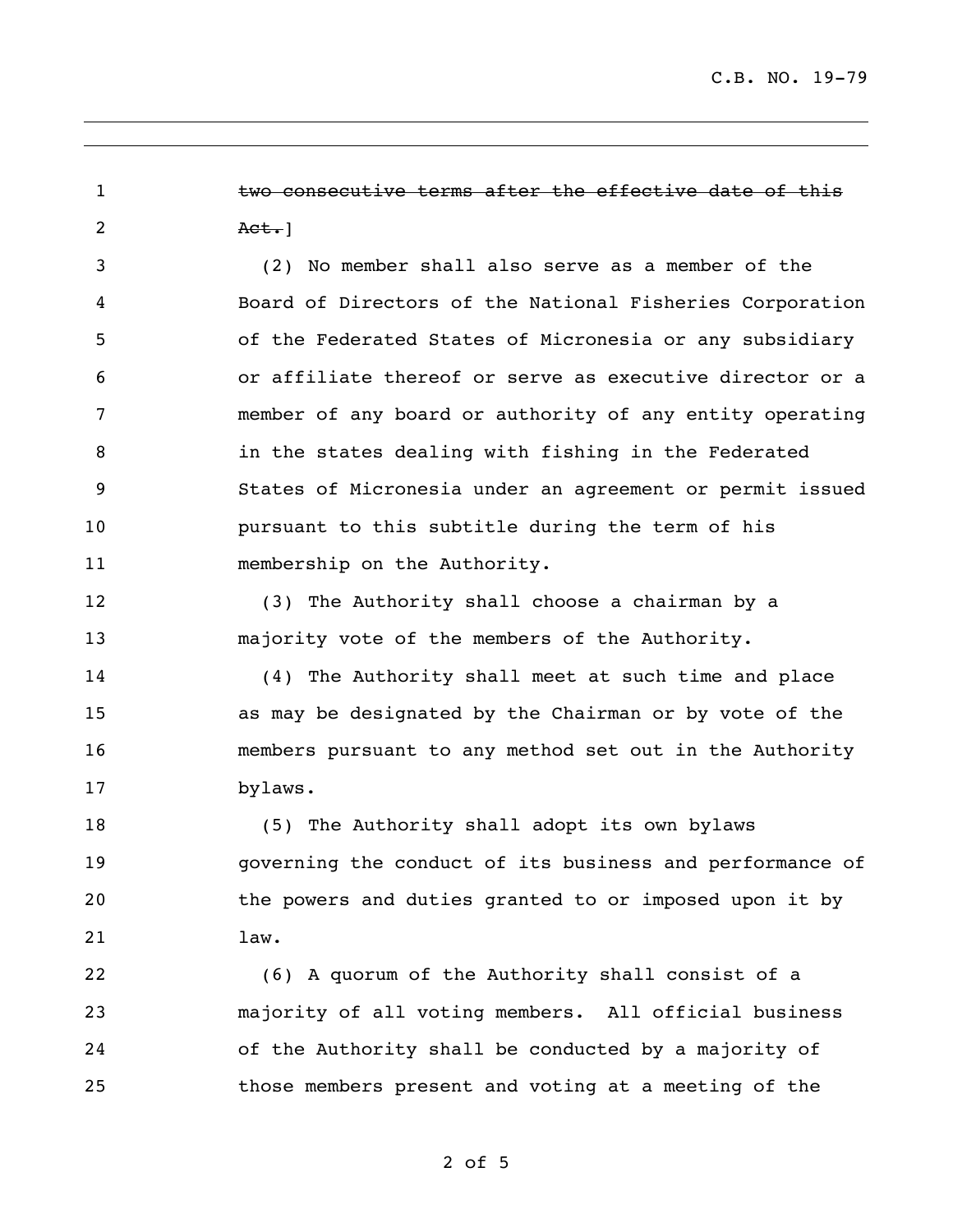~~two consecutive terms after the effective date of this Act.~~]

(2) No member shall also serve as a member of the Board of Directors of the National Fisheries Corporation of the Federated States of Micronesia or any subsidiary or affiliate thereof or serve as executive director or a member of any board or authority of any entity operating in the states dealing with fishing in the Federated States of Micronesia under an agreement or permit issued pursuant to this subtitle during the term of his membership on the Authority.

(3) The Authority shall choose a chairman by a majority vote of the members of the Authority.

(4) The Authority shall meet at such time and place as may be designated by the Chairman or by vote of the members pursuant to any method set out in the Authority bylaws.

(5) The Authority shall adopt its own bylaws governing the conduct of its business and performance of the powers and duties granted to or imposed upon it by law.

(6) A quorum of the Authority shall consist of a majority of all voting members. All official business of the Authority shall be conducted by a majority of those members present and voting at a meeting of the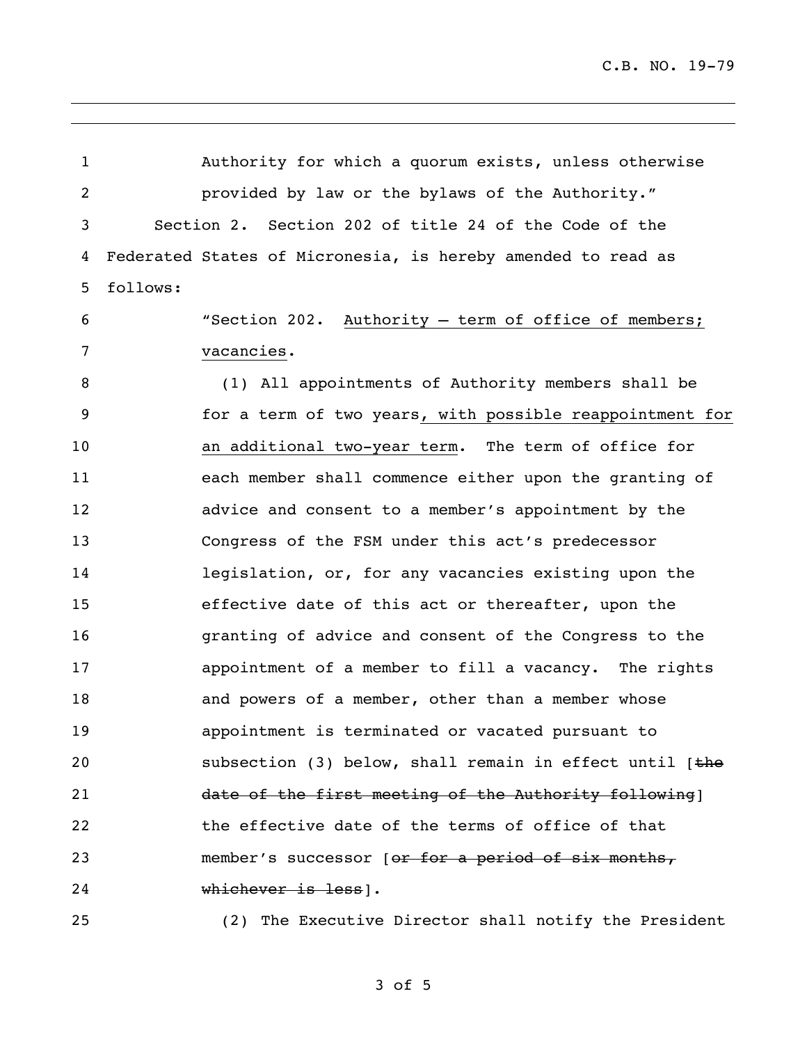Authority for which a quorum exists, unless otherwise provided by law or the bylaws of the Authority."

Section 2. Section 202 of title 24 of the Code of the Federated States of Micronesia, is hereby amended to read as follows:

"Section 202. <u>Authority – term of office of members; vacancies</u>.

(1) All appointments of Authority members shall be for a term of two years<u>, with possible reappointment for an additional two-year term</u>. The term of office for each member shall commence either upon the granting of advice and consent to a member's appointment by the Congress of the FSM under this act's predecessor legislation, or, for any vacancies existing upon the effective date of this act or thereafter, upon the granting of advice and consent of the Congress to the appointment of a member to fill a vacancy. The rights and powers of a member, other than a member whose appointment is terminated or vacated pursuant to subsection (3) below, shall remain in effect until [~~the date of the first meeting of the Authority following~~] the effective date of the terms of office of that member's successor [~~or for a period of six months, whichever is less~~].

(2) The Executive Director shall notify the President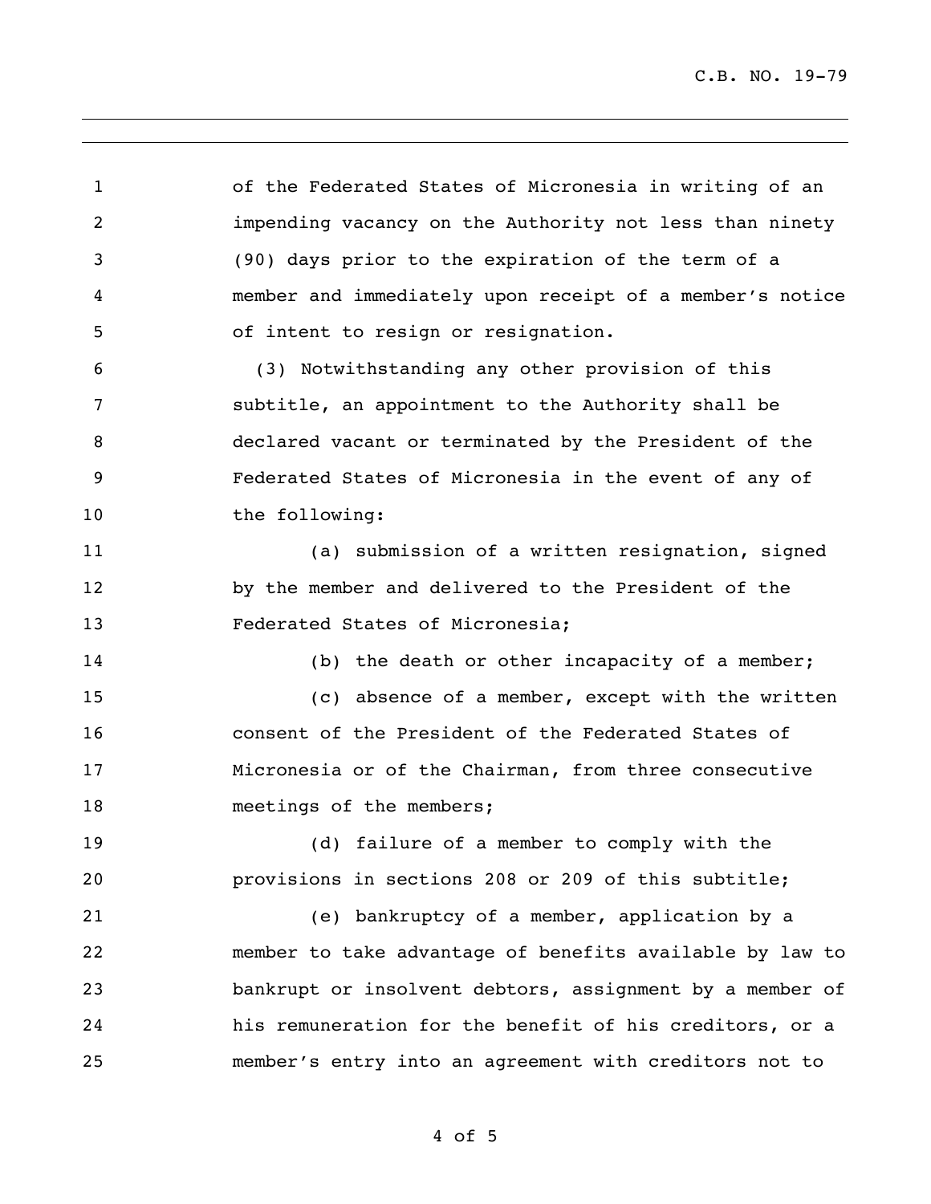of the Federated States of Micronesia in writing of an impending vacancy on the Authority not less than ninety (90) days prior to the expiration of the term of a member and immediately upon receipt of a member's notice of intent to resign or resignation.

(3) Notwithstanding any other provision of this subtitle, an appointment to the Authority shall be declared vacant or terminated by the President of the Federated States of Micronesia in the event of any of the following:

(a) submission of a written resignation, signed by the member and delivered to the President of the Federated States of Micronesia;

(b) the death or other incapacity of a member;

(c) absence of a member, except with the written consent of the President of the Federated States of Micronesia or of the Chairman, from three consecutive meetings of the members;

(d) failure of a member to comply with the provisions in sections 208 or 209 of this subtitle;

(e) bankruptcy of a member, application by a member to take advantage of benefits available by law to bankrupt or insolvent debtors, assignment by a member of his remuneration for the benefit of his creditors, or a member's entry into an agreement with creditors not to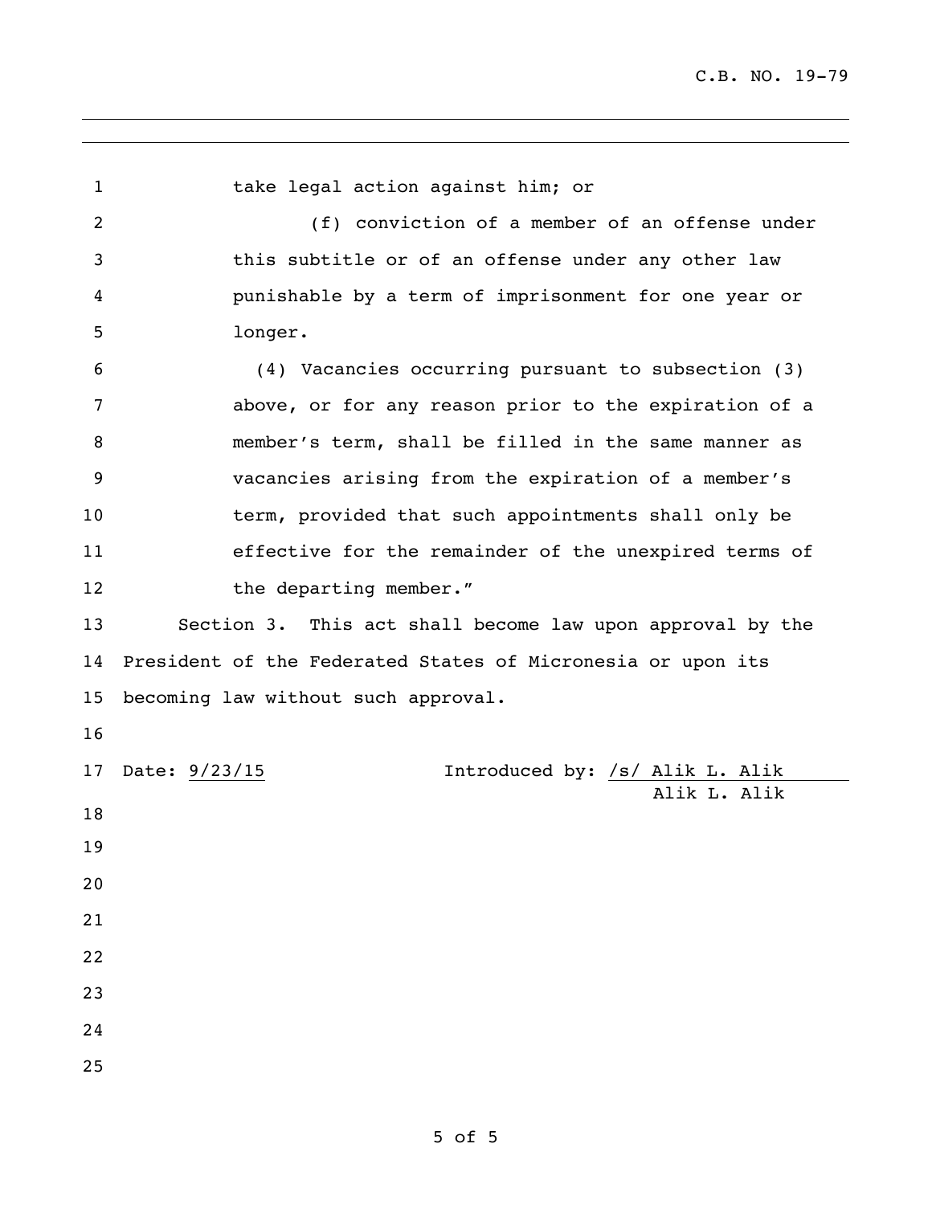take legal action against him; or

(f) conviction of a member of an offense under this subtitle or of an offense under any other law punishable by a term of imprisonment for one year or longer.

(4) Vacancies occurring pursuant to subsection (3) above, or for any reason prior to the expiration of a member's term, shall be filled in the same manner as vacancies arising from the expiration of a member's term, provided that such appointments shall only be effective for the remainder of the unexpired terms of the departing member."

Section 3. This act shall become law upon approval by the President of the Federated States of Micronesia or upon its becoming law without such approval.

Date: 9/23/15

Introduced by: /s/ Alik L. Alik
Alik L. Alik